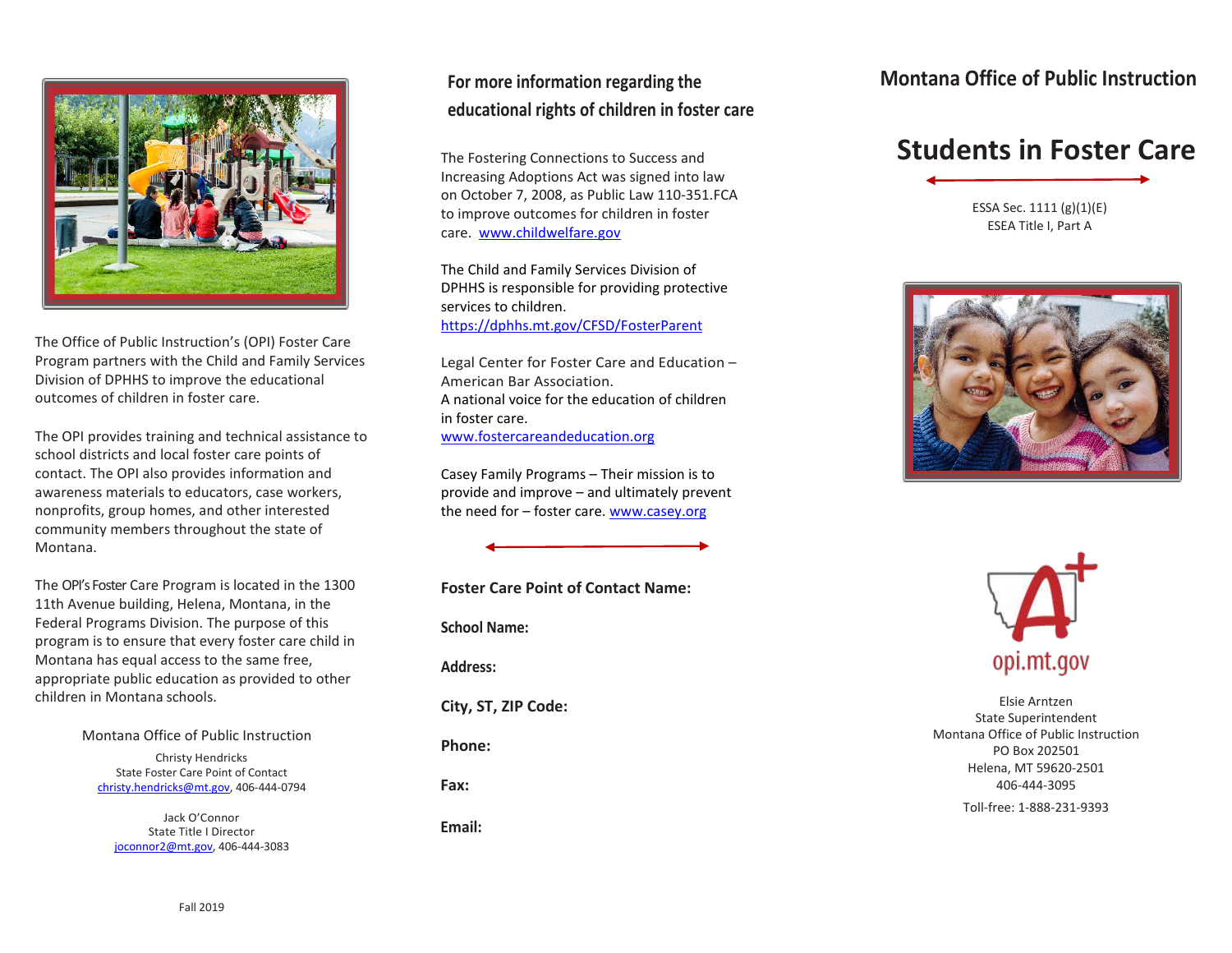The Office of Public Instruction's (OPI) Foster Care Program partners with the Child and Family Services Division of DPHHS to improve the educational outcomes of children in foster care.

The OPI provides training and technical assistance to school districts and local foster care points of contact. The OPI also provides information and awareness materials to educators, case workers, nonprofits, group homes, and other interested community members throughout the state of Montana.

The OPI's Foster Care Program is located in the 1300 11th Avenue building, Helena, Montana, in the Federal Programs Division. The purpose of this program is to ensure that every foster care child in Montana has equal access to the same free, appropriate public education as provided to other children in Montana schools.

Montana Office of Public Instruction

Christy Hendricks
State Foster Care Point of Contact
christy.hendricks@mt.gov, 406-444-0794

Jack O'Connor
State Title I Director
joconnor2@mt.gov, 406-444-3083

Fall 2019

## For more information regarding the educational rights of children in foster care

The Fostering Connections to Success and Increasing Adoptions Act was signed into law on October 7, 2008, as Public Law 110-351.FCA to improve outcomes for children in foster care. www.childwelfare.gov

The Child and Family Services Division of DPHHS is responsible for providing protective services to children.
https://dphhs.mt.gov/CFSD/FosterParent

Legal Center for Foster Care and Education – American Bar Association.
A national voice for the education of children in foster care.
www.fostercareandeducation.org

Casey Family Programs – Their mission is to provide and improve – and ultimately prevent the need for – foster care. www.casey.org

**Foster Care Point of Contact Name:**

**School Name:**

**Address:**

**City, ST, ZIP Code:**

**Phone:**

**Fax:**

**Email:**

## Montana Office of Public Instruction

# Students in Foster Care

ESSA Sec. 1111 (g)(1)(E)
ESEA Title I, Part A

opi.mt.gov

Elsie Arntzen
State Superintendent
Montana Office of Public Instruction
PO Box 202501
Helena, MT 59620-2501
406-444-3095

Toll-free: 1-888-231-9393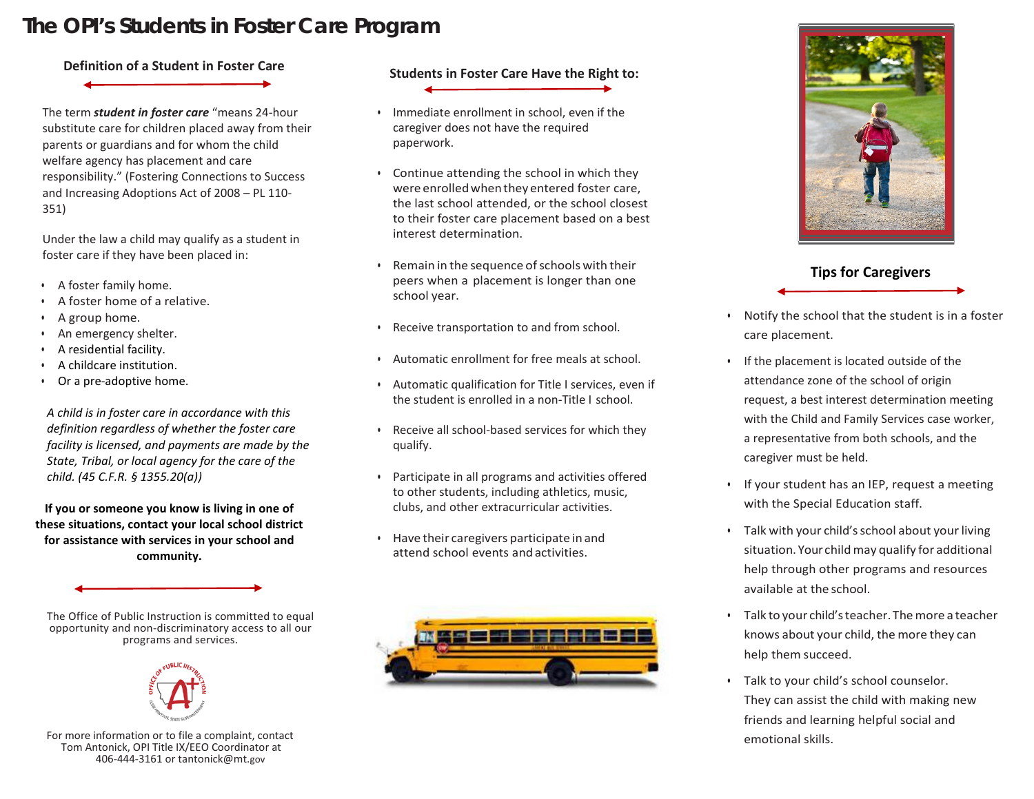# The OPI's Students in Foster Care Program

## Definition of a Student in Foster Care

The term ***student in foster care*** "means 24-hour substitute care for children placed away from their parents or guardians and for whom the child welfare agency has placement and care responsibility." (Fostering Connections to Success and Increasing Adoptions Act of 2008 – PL 110-351)

Under the law a child may qualify as a student in foster care if they have been placed in:

- A foster family home.
- A foster home of a relative.
- A group home.
- An emergency shelter.
- A residential facility.
- A childcare institution.
- Or a pre-adoptive home.

*A child is in foster care in accordance with this definition regardless of whether the foster care facility is licensed, and payments are made by the State, Tribal, or local agency for the care of the child. (45 C.F.R. § 1355.20(a))*

**If you or someone you know is living in one of these situations, contact your local school district for assistance with services in your school and community.**

The Office of Public Instruction is committed to equal opportunity and non-discriminatory access to all our programs and services.

For more information or to file a complaint, contact Tom Antonick, OPI Title IX/EEO Coordinator at 406-444-3161 or tantonick@mt.gov

## Students in Foster Care Have the Right to:

- Immediate enrollment in school, even if the caregiver does not have the required paperwork.
- Continue attending the school in which they were enrolled when they entered foster care, the last school attended, or the school closest to their foster care placement based on a best interest determination.
- Remain in the sequence of schools with their peers when a placement is longer than one school year.
- Receive transportation to and from school.
- Automatic enrollment for free meals at school.
- Automatic qualification for Title I services, even if the student is enrolled in a non-Title I school.
- Receive all school-based services for which they qualify.
- Participate in all programs and activities offered to other students, including athletics, music, clubs, and other extracurricular activities.
- Have their caregivers participate in and attend school events and activities.

## Tips for Caregivers

- Notify the school that the student is in a foster care placement.
- If the placement is located outside of the attendance zone of the school of origin request, a best interest determination meeting with the Child and Family Services case worker, a representative from both schools, and the caregiver must be held.
- If your student has an IEP, request a meeting with the Special Education staff.
- Talk with your child's school about your living situation. Your child may qualify for additional help through other programs and resources available at the school.
- Talk to your child's teacher. The more a teacher knows about your child, the more they can help them succeed.
- Talk to your child's school counselor. They can assist the child with making new friends and learning helpful social and emotional skills.